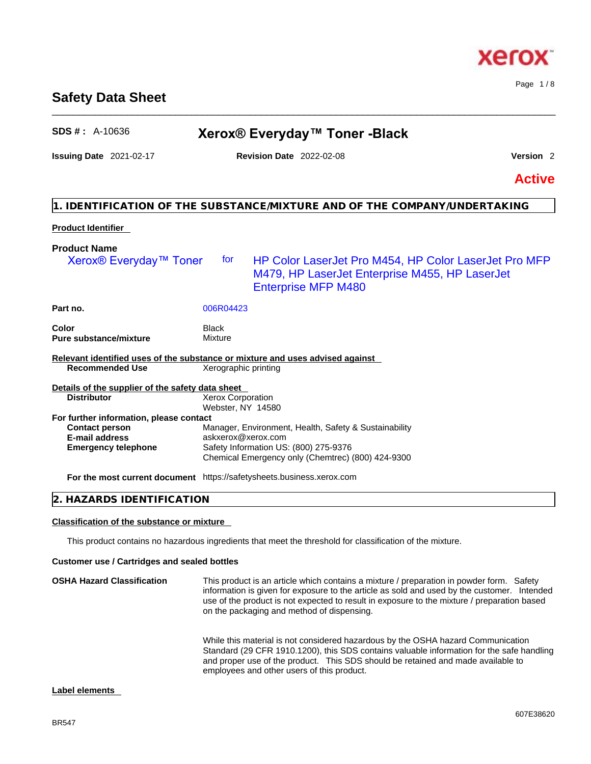# Safety Data Sheet

**SDS # :** A-10636

## Xerox® Everyday™ Toner -Black

**Issuing Date** 2021-02-17 **Revision Date** 2022-02-08 **Version** 2

**Active**

## 1. IDENTIFICATION OF THE SUBSTANCE/MIXTURE AND OF THE COMPANY/UNDERTAKING

**Product Identifier**

**Product Name**

Xerox® Everyday™ Toner for HP Color LaserJet Pro M454, HP Color LaserJet Pro MFP M479, HP LaserJet Enterprise M455, HP LaserJet Enterprise MFP M480

| | |
|---|---|
| **Part no.** | 006R04423 |
| **Color** | Black |
| **Pure substance/mixture** | Mixture |

**Relevant identified uses of the substance or mixture and uses advised against**

| | |
|---|---|
| **Recommended Use** | Xerographic printing |

**Details of the supplier of the safety data sheet**

| | |
|---|---|
| **Distributor** | Xerox Corporation<br>Webster, NY 14580 |

**For further information, please contact**

| | |
|---|---|
| **Contact person** | Manager, Environment, Health, Safety & Sustainability |
| **E-mail address** | askxerox@xerox.com |
| **Emergency telephone** | Safety Information US: (800) 275-9376<br>Chemical Emergency only (Chemtrec) (800) 424-9300 |
| **For the most current document** | https://safetysheets.business.xerox.com |

## 2. HAZARDS IDENTIFICATION

**Classification of the substance or mixture**

This product contains no hazardous ingredients that meet the threshold for classification of the mixture.

**Customer use / Cartridges and sealed bottles**

**OSHA Hazard Classification**

This product is an article which contains a mixture / preparation in powder form. Safety information is given for exposure to the article as sold and used by the customer. Intended use of the product is not expected to result in exposure to the mixture / preparation based on the packaging and method of dispensing.

While this material is not considered hazardous by the OSHA hazard Communication Standard (29 CFR 1910.1200), this SDS contains valuable information for the safe handling and proper use of the product. This SDS should be retained and made available to employees and other users of this product.

**Label elements**

BR547

607E38620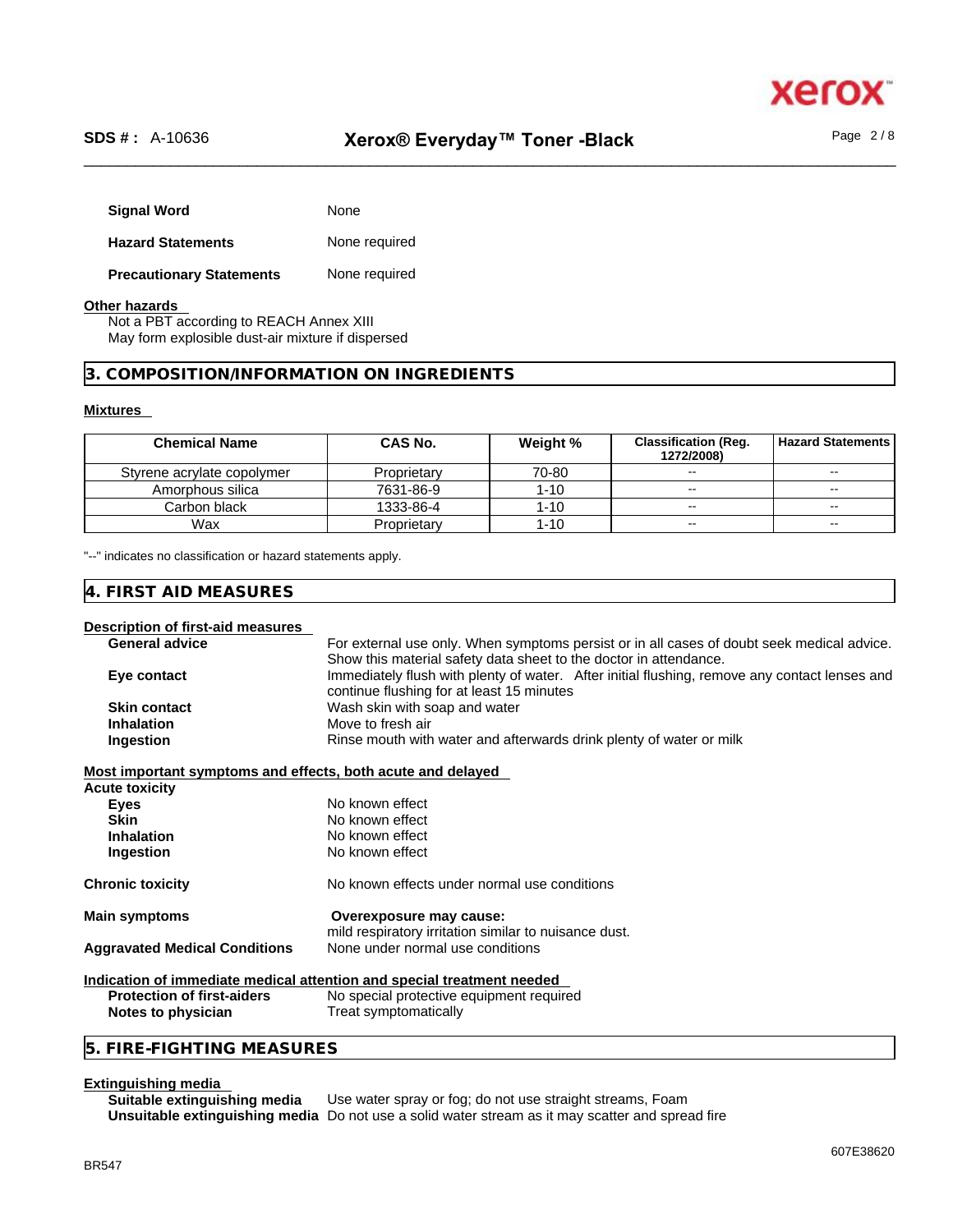**Signal Word** None

**Hazard Statements** None required

**Precautionary Statements** None required

**Other hazards**

Not a PBT according to REACH Annex XIII
May form explosible dust-air mixture if dispersed

## 3. COMPOSITION/INFORMATION ON INGREDIENTS

**Mixtures**

| Chemical Name | CAS No. | Weight % | Classification (Reg. 1272/2008) | Hazard Statements |
|---|---|---|---|---|
| Styrene acrylate copolymer | Proprietary | 70-80 | -- | -- |
| Amorphous silica | 7631-86-9 | 1-10 | -- | -- |
| Carbon black | 1333-86-4 | 1-10 | -- | -- |
| Wax | Proprietary | 1-10 | -- | -- |

"--" indicates no classification or hazard statements apply.

## 4. FIRST AID MEASURES

**Description of first-aid measures**

**General advice** For external use only. When symptoms persist or in all cases of doubt seek medical advice. Show this material safety data sheet to the doctor in attendance.

**Eye contact** Immediately flush with plenty of water. After initial flushing, remove any contact lenses and continue flushing for at least 15 minutes

**Skin contact** Wash skin with soap and water

**Inhalation** Move to fresh air

**Ingestion** Rinse mouth with water and afterwards drink plenty of water or milk

**Most important symptoms and effects, both acute and delayed**

**Acute toxicity**

**Eyes** No known effect

**Skin** No known effect

**Inhalation** No known effect

**Ingestion** No known effect

**Chronic toxicity** No known effects under normal use conditions

**Main symptoms** **Overexposure may cause:** mild respiratory irritation similar to nuisance dust.

**Aggravated Medical Conditions** None under normal use conditions

**Indication of immediate medical attention and special treatment needed**

**Protection of first-aiders** No special protective equipment required

**Notes to physician** Treat symptomatically

## 5. FIRE-FIGHTING MEASURES

**Extinguishing media**

**Suitable extinguishing media** Use water spray or fog; do not use straight streams, Foam

**Unsuitable extinguishing media** Do not use a solid water stream as it may scatter and spread fire

607E38620

BR547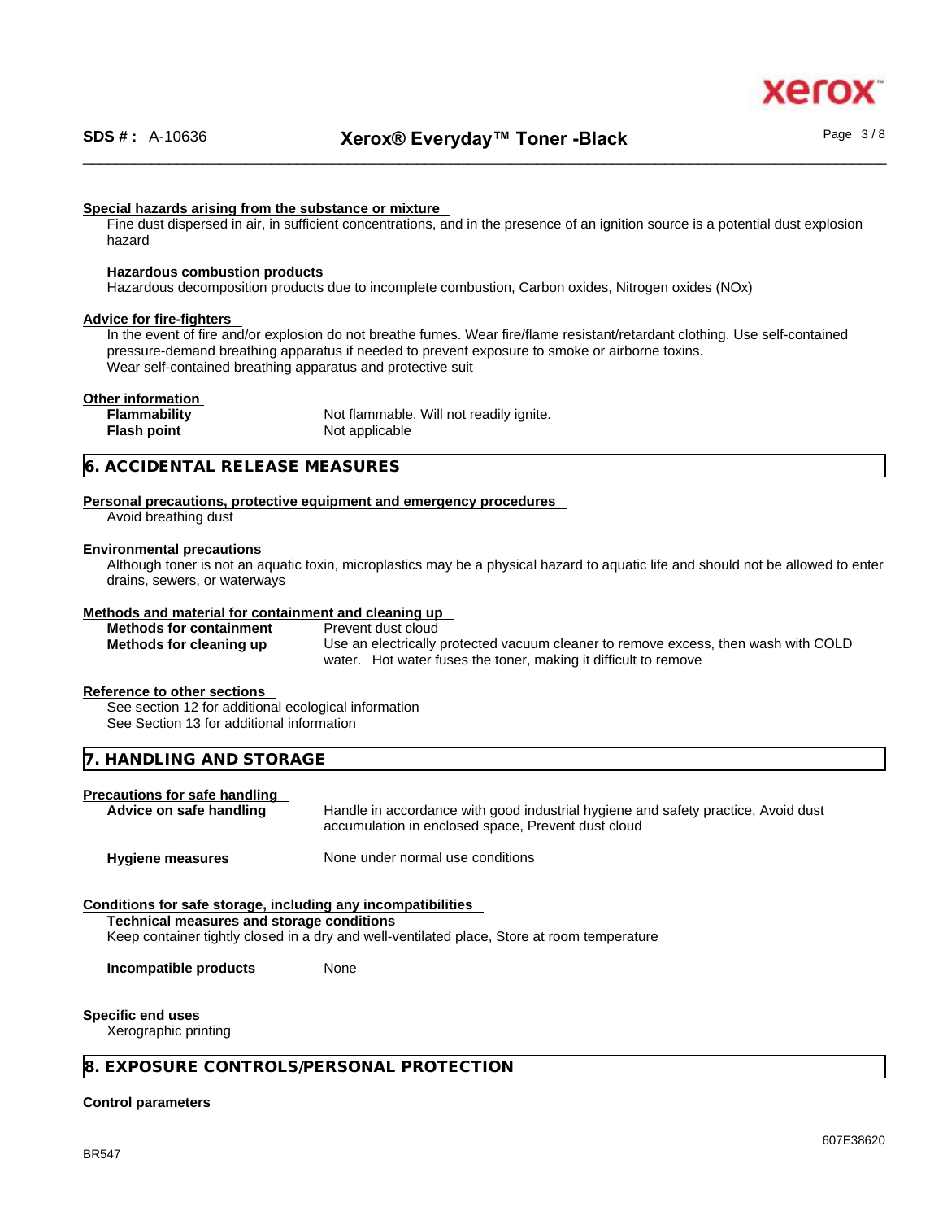#### Special hazards arising from the substance or mixture

Fine dust dispersed in air, in sufficient concentrations, and in the presence of an ignition source is a potential dust explosion hazard

**Hazardous combustion products**

Hazardous decomposition products due to incomplete combustion, Carbon oxides, Nitrogen oxides (NOx)

#### Advice for fire-fighters

In the event of fire and/or explosion do not breathe fumes. Wear fire/flame resistant/retardant clothing. Use self-contained pressure-demand breathing apparatus if needed to prevent exposure to smoke or airborne toxins.
Wear self-contained breathing apparatus and protective suit

#### Other information

| | |
|---|---|
| **Flammability** | Not flammable. Will not readily ignite. |
| **Flash point** | Not applicable |

## 6. ACCIDENTAL RELEASE MEASURES

#### Personal precautions, protective equipment and emergency procedures

Avoid breathing dust

#### Environmental precautions

Although toner is not an aquatic toxin, microplastics may be a physical hazard to aquatic life and should not be allowed to enter drains, sewers, or waterways

#### Methods and material for containment and cleaning up

| | |
|---|---|
| **Methods for containment** | Prevent dust cloud |
| **Methods for cleaning up** | Use an electrically protected vacuum cleaner to remove excess, then wash with COLD water. Hot water fuses the toner, making it difficult to remove |

#### Reference to other sections

See section 12 for additional ecological information
See Section 13 for additional information

## 7. HANDLING AND STORAGE

#### Precautions for safe handling

| | |
|---|---|
| **Advice on safe handling** | Handle in accordance with good industrial hygiene and safety practice, Avoid dust accumulation in enclosed space, Prevent dust cloud |
| **Hygiene measures** | None under normal use conditions |

#### Conditions for safe storage, including any incompatibilities

**Technical measures and storage conditions**

Keep container tightly closed in a dry and well-ventilated place, Store at room temperature

| | |
|---|---|
| **Incompatible products** | None |

#### Specific end uses

Xerographic printing

## 8. EXPOSURE CONTROLS/PERSONAL PROTECTION

#### Control parameters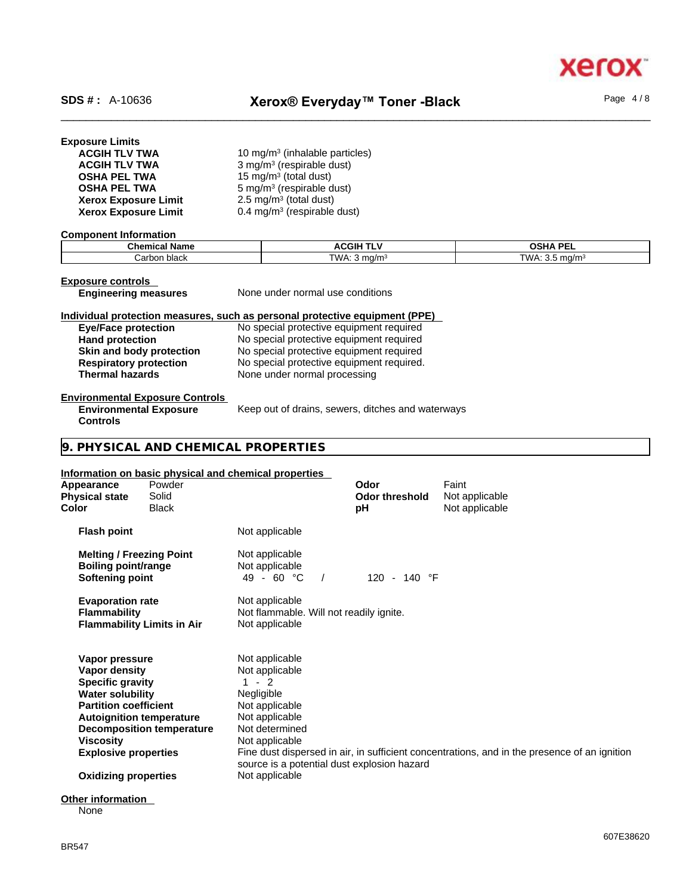**Exposure Limits**

| | |
|---|---|
| **ACGIH TLV TWA** | 10 mg/m³ (inhalable particles) |
| **ACGIH TLV TWA** | 3 mg/m³ (respirable dust) |
| **OSHA PEL TWA** | 15 mg/m³ (total dust) |
| **OSHA PEL TWA** | 5 mg/m³ (respirable dust) |
| **Xerox Exposure Limit** | 2.5 mg/m³ (total dust) |
| **Xerox Exposure Limit** | 0.4 mg/m³ (respirable dust) |

**Component Information**

| Chemical Name | ACGIH TLV | OSHA PEL |
|---|---|---|
| Carbon black | TWA: 3 mg/m³ | TWA: 3.5 mg/m³ |

**Exposure controls**

**Engineering measures** None under normal use conditions

**Individual protection measures, such as personal protective equipment (PPE)**

| | |
|---|---|
| **Eye/Face protection** | No special protective equipment required |
| **Hand protection** | No special protective equipment required |
| **Skin and body protection** | No special protective equipment required |
| **Respiratory protection** | No special protective equipment required. |
| **Thermal hazards** | None under normal processing |

**Environmental Exposure Controls**

**Environmental Exposure Controls** Keep out of drains, sewers, ditches and waterways

## 9. PHYSICAL AND CHEMICAL PROPERTIES

**Information on basic physical and chemical properties**

| | | | |
|---|---|---|---|
| **Appearance** | Powder | **Odor** | Faint |
| **Physical state** | Solid | **Odor threshold** | Not applicable |
| **Color** | Black | **pH** | Not applicable |

| | |
|---|---|
| **Flash point** | Not applicable |
| **Melting / Freezing Point** | Not applicable |
| **Boiling point/range** | Not applicable |
| **Softening point** | 49 - 60 °C / 120 - 140 °F |
| **Evaporation rate** | Not applicable |
| **Flammability** | Not flammable. Will not readily ignite. |
| **Flammability Limits in Air** | Not applicable |
| **Vapor pressure** | Not applicable |
| **Vapor density** | Not applicable |
| **Specific gravity** | 1 - 2 |
| **Water solubility** | Negligible |
| **Partition coefficient** | Not applicable |
| **Autoignition temperature** | Not applicable |
| **Decomposition temperature** | Not determined |
| **Viscosity** | Not applicable |
| **Explosive properties** | Fine dust dispersed in air, in sufficient concentrations, and in the presence of an ignition source is a potential dust explosion hazard |
| **Oxidizing properties** | Not applicable |

**Other information**

None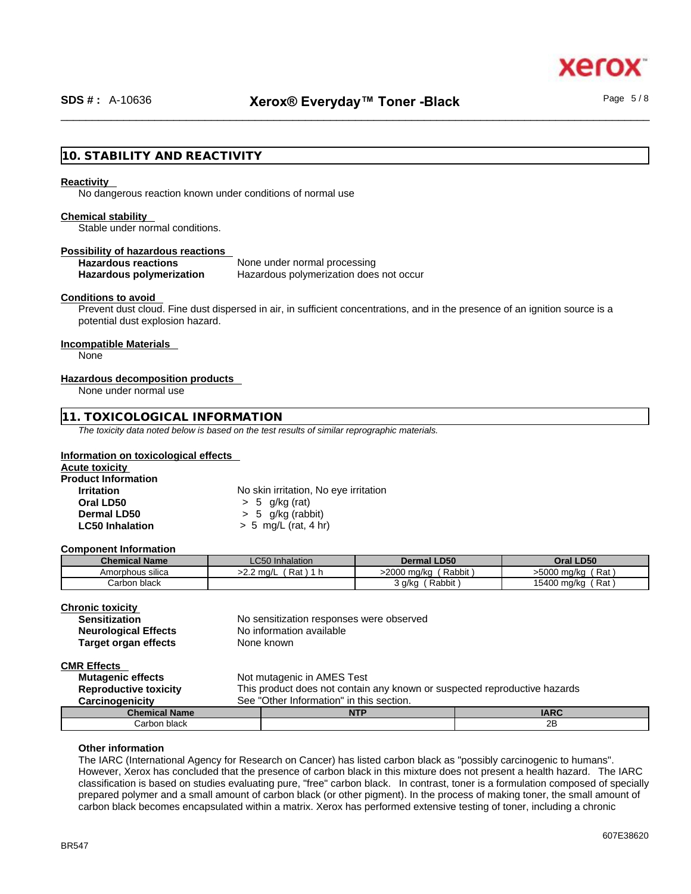## 10. STABILITY AND REACTIVITY

**Reactivity**

No dangerous reaction known under conditions of normal use

**Chemical stability**

Stable under normal conditions.

**Possibility of hazardous reactions**

| | |
|---|---|
| **Hazardous reactions** | None under normal processing |
| **Hazardous polymerization** | Hazardous polymerization does not occur |

**Conditions to avoid**

Prevent dust cloud. Fine dust dispersed in air, in sufficient concentrations, and in the presence of an ignition source is a potential dust explosion hazard.

**Incompatible Materials**

None

**Hazardous decomposition products**

None under normal use

## 11. TOXICOLOGICAL INFORMATION

*The toxicity data noted below is based on the test results of similar reprographic materials.*

**Information on toxicological effects**

**Acute toxicity**

**Product Information**

| | |
|---|---|
| **Irritation** | No skin irritation, No eye irritation |
| **Oral LD50** | > 5 g/kg (rat) |
| **Dermal LD50** | > 5 g/kg (rabbit) |
| **LC50 Inhalation** | > 5 mg/L (rat, 4 hr) |

**Component Information**

| Chemical Name | LC50 Inhalation | Dermal LD50 | Oral LD50 |
|---|---|---|---|
| Amorphous silica | >2.2 mg/L ( Rat ) 1 h | >2000 mg/kg ( Rabbit ) | >5000 mg/kg ( Rat ) |
| Carbon black | | 3 g/kg ( Rabbit ) | 15400 mg/kg ( Rat ) |

**Chronic toxicity**

| | |
|---|---|
| **Sensitization** | No sensitization responses were observed |
| **Neurological Effects** | No information available |
| **Target organ effects** | None known |

**CMR Effects**

| | |
|---|---|
| **Mutagenic effects** | Not mutagenic in AMES Test |
| **Reproductive toxicity** | This product does not contain any known or suspected reproductive hazards |
| **Carcinogenicity** | See "Other Information" in this section. |

| Chemical Name | NTP | IARC |
|---|---|---|
| Carbon black | | 2B |

**Other information**

The IARC (International Agency for Research on Cancer) has listed carbon black as "possibly carcinogenic to humans". However, Xerox has concluded that the presence of carbon black in this mixture does not present a health hazard. The IARC classification is based on studies evaluating pure, "free" carbon black. In contrast, toner is a formulation composed of specially prepared polymer and a small amount of carbon black (or other pigment). In the process of making toner, the small amount of carbon black becomes encapsulated within a matrix. Xerox has performed extensive testing of toner, including a chronic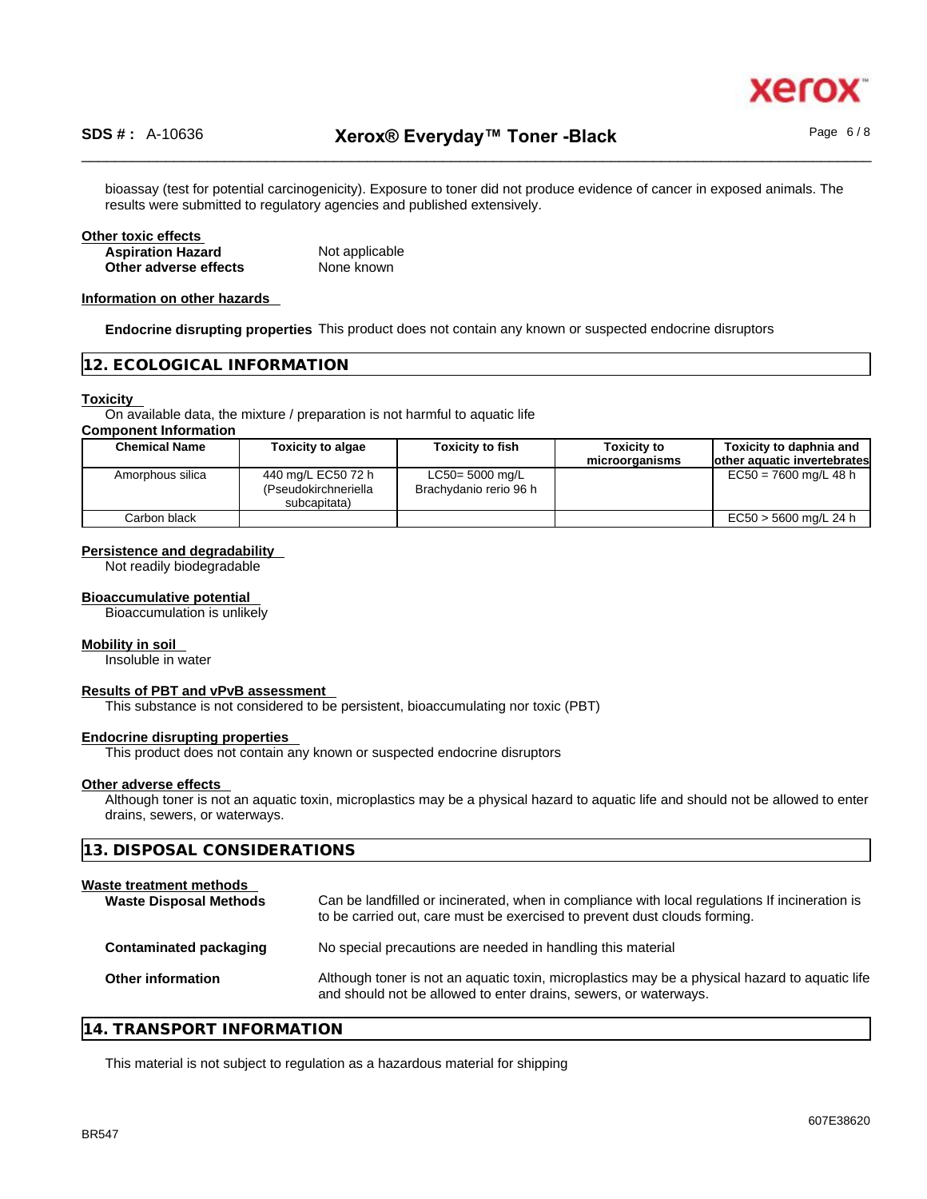bioassay (test for potential carcinogenicity). Exposure to toner did not produce evidence of cancer in exposed animals. The results were submitted to regulatory agencies and published extensively.

**Other toxic effects**

| | |
|---|---|
| **Aspiration Hazard** | Not applicable |
| **Other adverse effects** | None known |

**Information on other hazards**

**Endocrine disrupting properties** This product does not contain any known or suspected endocrine disruptors

## 12. ECOLOGICAL INFORMATION

**Toxicity**

On available data, the mixture / preparation is not harmful to aquatic life

**Component Information**

| Chemical Name | Toxicity to algae | Toxicity to fish | Toxicity to microorganisms | Toxicity to daphnia and other aquatic invertebrates |
|---|---|---|---|---|
| Amorphous silica | 440 mg/L EC50 72 h (Pseudokirchneriella subcapitata) | LC50= 5000 mg/L Brachydanio rerio 96 h | | EC50 = 7600 mg/L 48 h |
| Carbon black | | | | EC50 > 5600 mg/L 24 h |

**Persistence and degradability**

Not readily biodegradable

**Bioaccumulative potential**

Bioaccumulation is unlikely

**Mobility in soil**

Insoluble in water

**Results of PBT and vPvB assessment**

This substance is not considered to be persistent, bioaccumulating nor toxic (PBT)

**Endocrine disrupting properties**

This product does not contain any known or suspected endocrine disruptors

**Other adverse effects**

Although toner is not an aquatic toxin, microplastics may be a physical hazard to aquatic life and should not be allowed to enter drains, sewers, or waterways.

## 13. DISPOSAL CONSIDERATIONS

**Waste treatment methods**

| | |
|---|---|
| **Waste Disposal Methods** | Can be landfilled or incinerated, when in compliance with local regulations If incineration is to be carried out, care must be exercised to prevent dust clouds forming. |
| **Contaminated packaging** | No special precautions are needed in handling this material |
| **Other information** | Although toner is not an aquatic toxin, microplastics may be a physical hazard to aquatic life and should not be allowed to enter drains, sewers, or waterways. |

## 14. TRANSPORT INFORMATION

This material is not subject to regulation as a hazardous material for shipping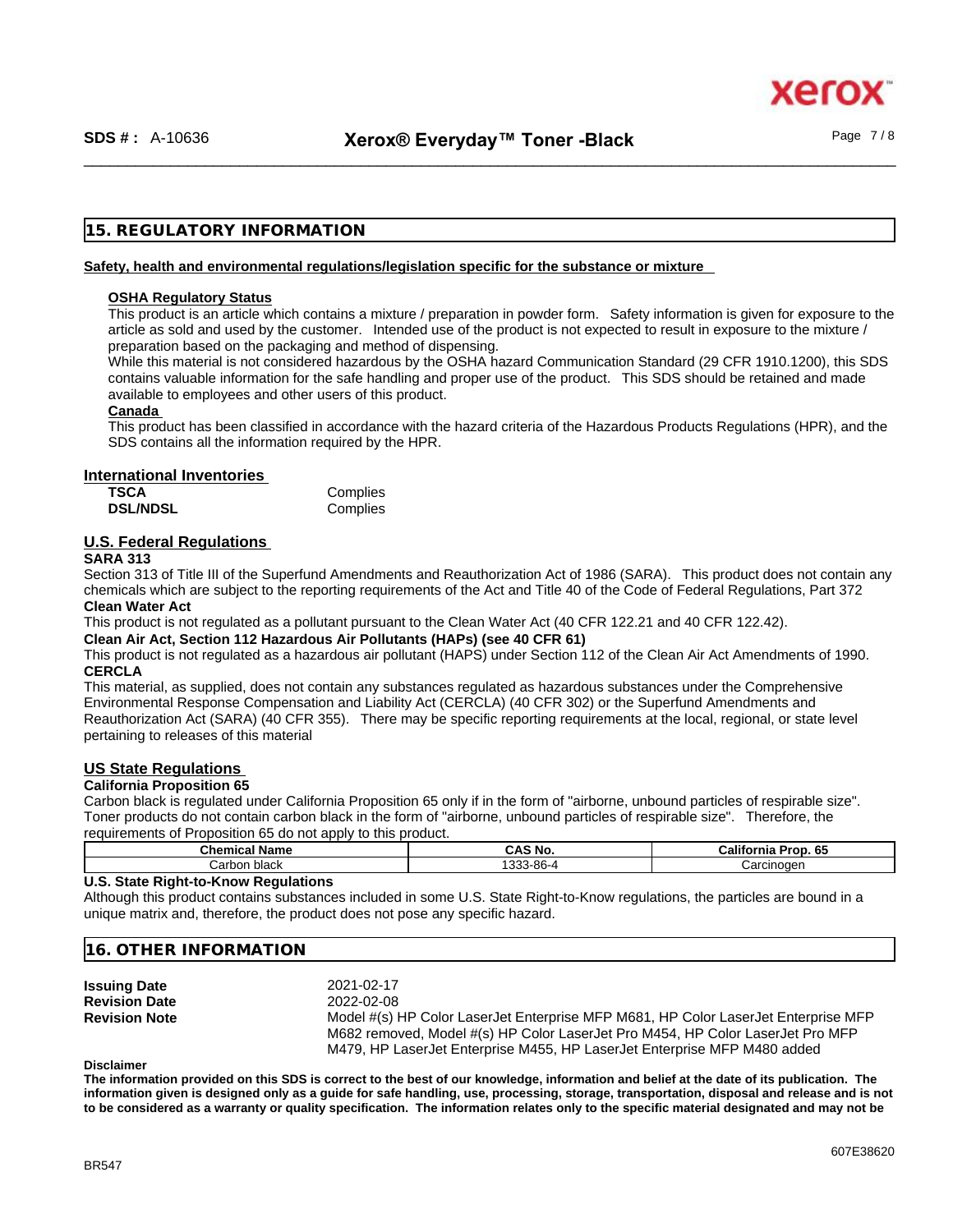## 15. REGULATORY INFORMATION

**Safety, health and environmental regulations/legislation specific for the substance or mixture**

**OSHA Regulatory Status**

This product is an article which contains a mixture / preparation in powder form. Safety information is given for exposure to the article as sold and used by the customer. Intended use of the product is not expected to result in exposure to the mixture / preparation based on the packaging and method of dispensing.

While this material is not considered hazardous by the OSHA hazard Communication Standard (29 CFR 1910.1200), this SDS contains valuable information for the safe handling and proper use of the product. This SDS should be retained and made available to employees and other users of this product.

**Canada**

This product has been classified in accordance with the hazard criteria of the Hazardous Products Regulations (HPR), and the SDS contains all the information required by the HPR.

**International Inventories**

| | |
|---|---|
| **TSCA** | Complies |
| **DSL/NDSL** | Complies |

**U.S. Federal Regulations**

**SARA 313**

Section 313 of Title III of the Superfund Amendments and Reauthorization Act of 1986 (SARA). This product does not contain any chemicals which are subject to the reporting requirements of the Act and Title 40 of the Code of Federal Regulations, Part 372

**Clean Water Act**

This product is not regulated as a pollutant pursuant to the Clean Water Act (40 CFR 122.21 and 40 CFR 122.42).

**Clean Air Act, Section 112 Hazardous Air Pollutants (HAPs) (see 40 CFR 61)**

This product is not regulated as a hazardous air pollutant (HAPS) under Section 112 of the Clean Air Act Amendments of 1990.

**CERCLA**

This material, as supplied, does not contain any substances regulated as hazardous substances under the Comprehensive Environmental Response Compensation and Liability Act (CERCLA) (40 CFR 302) or the Superfund Amendments and Reauthorization Act (SARA) (40 CFR 355). There may be specific reporting requirements at the local, regional, or state level pertaining to releases of this material

**US State Regulations**

**California Proposition 65**

Carbon black is regulated under California Proposition 65 only if in the form of "airborne, unbound particles of respirable size". Toner products do not contain carbon black in the form of "airborne, unbound particles of respirable size". Therefore, the requirements of Proposition 65 do not apply to this product.

| Chemical Name | CAS No. | California Prop. 65 |
|---|---|---|
| Carbon black | 1333-86-4 | Carcinogen |

**U.S. State Right-to-Know Regulations**

Although this product contains substances included in some U.S. State Right-to-Know regulations, the particles are bound in a unique matrix and, therefore, the product does not pose any specific hazard.

## 16. OTHER INFORMATION

| | |
|---|---|
| **Issuing Date** | 2021-02-17 |
| **Revision Date** | 2022-02-08 |
| **Revision Note** | Model #(s) HP Color LaserJet Enterprise MFP M681, HP Color LaserJet Enterprise MFP M682 removed, Model #(s) HP Color LaserJet Pro M454, HP Color LaserJet Pro MFP M479, HP LaserJet Enterprise M455, HP LaserJet Enterprise MFP M480 added |

**Disclaimer**

**The information provided on this SDS is correct to the best of our knowledge, information and belief at the date of its publication. The information given is designed only as a guide for safe handling, use, processing, storage, transportation, disposal and release and is not to be considered as a warranty or quality specification. The information relates only to the specific material designated and may not be**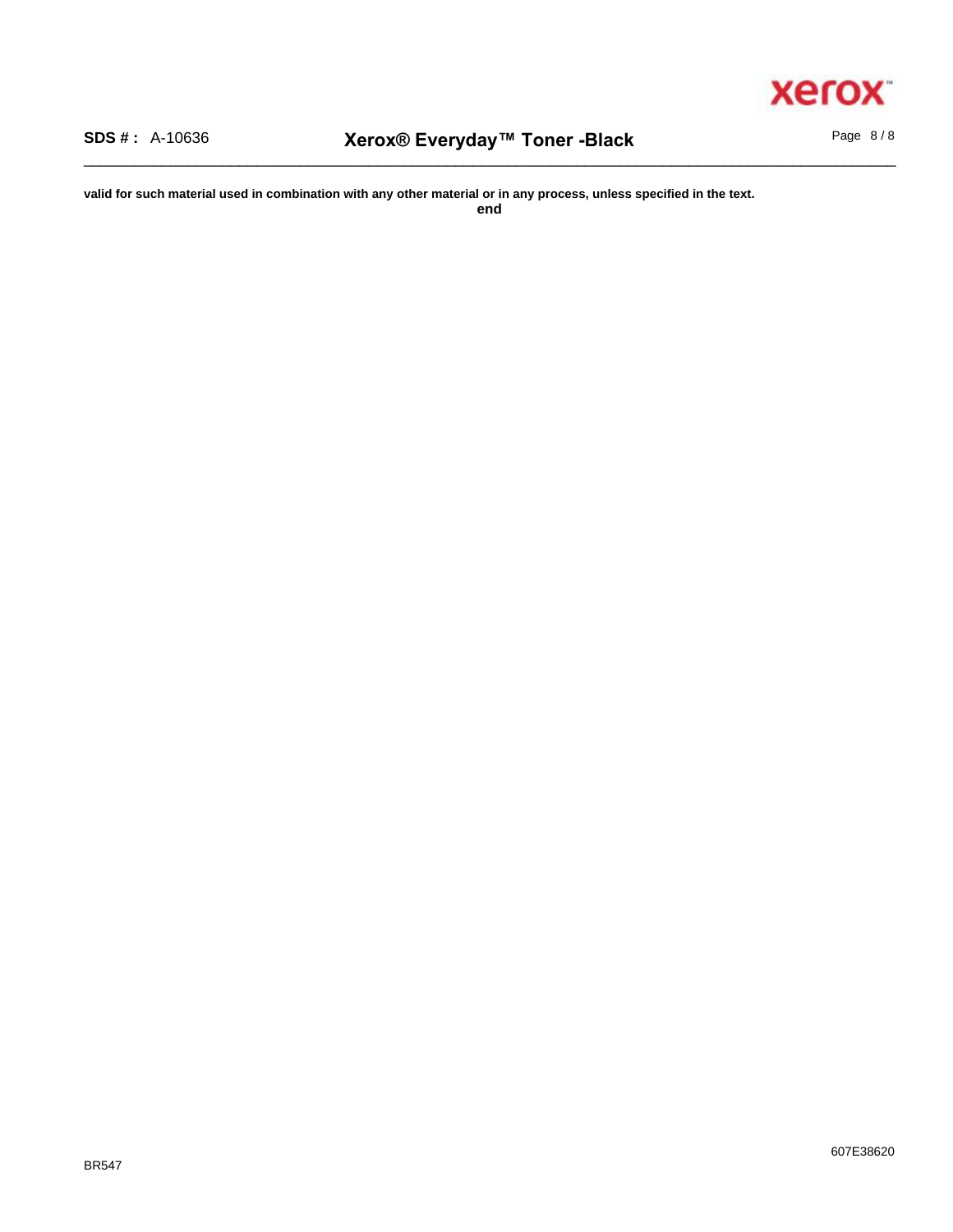**valid for such material used in combination with any other material or in any process, unless specified in the text.**

**end**